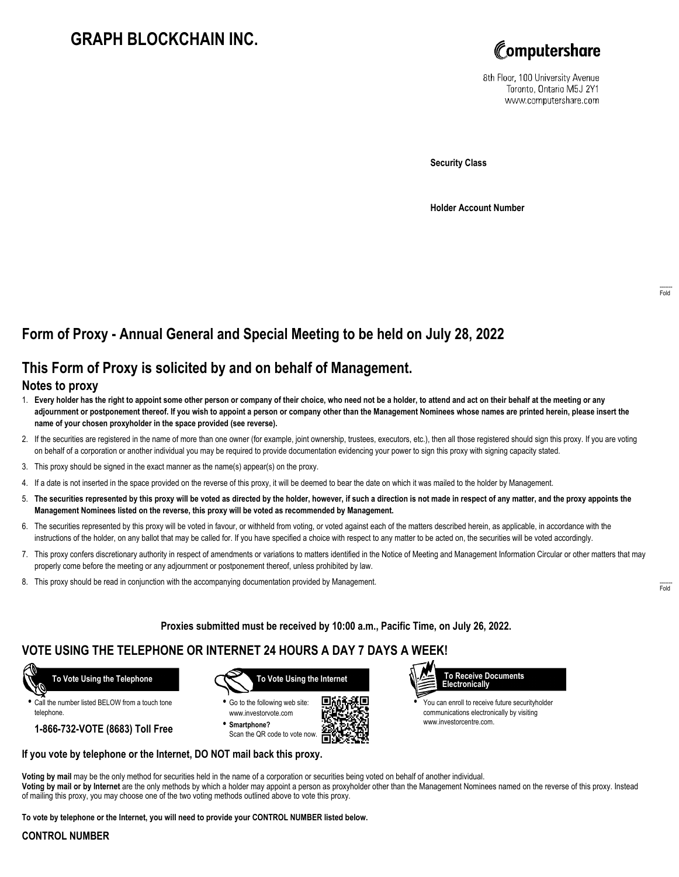# GRAPH BLOCKCHAIN INC.

Computershare

8th Floor, 100 University Avenue
Toronto, Ontario M5J 2Y1
www.computershare.com

**Security Class**

**Holder Account Number**

Fold

## Form of Proxy - Annual General and Special Meeting to be held on July 28, 2022

## This Form of Proxy is solicited by and on behalf of Management.

### Notes to proxy

1. **Every holder has the right to appoint some other person or company of their choice, who need not be a holder, to attend and act on their behalf at the meeting or any adjournment or postponement thereof. If you wish to appoint a person or company other than the Management Nominees whose names are printed herein, please insert the name of your chosen proxyholder in the space provided (see reverse).**
2. If the securities are registered in the name of more than one owner (for example, joint ownership, trustees, executors, etc.), then all those registered should sign this proxy. If you are voting on behalf of a corporation or another individual you may be required to provide documentation evidencing your power to sign this proxy with signing capacity stated.
3. This proxy should be signed in the exact manner as the name(s) appear(s) on the proxy.
4. If a date is not inserted in the space provided on the reverse of this proxy, it will be deemed to bear the date on which it was mailed to the holder by Management.
5. **The securities represented by this proxy will be voted as directed by the holder, however, if such a direction is not made in respect of any matter, and the proxy appoints the Management Nominees listed on the reverse, this proxy will be voted as recommended by Management.**
6. The securities represented by this proxy will be voted in favour, or withheld from voting, or voted against each of the matters described herein, as applicable, in accordance with the instructions of the holder, on any ballot that may be called for. If you have specified a choice with respect to any matter to be acted on, the securities will be voted accordingly.
7. This proxy confers discretionary authority in respect of amendments or variations to matters identified in the Notice of Meeting and Management Information Circular or other matters that may properly come before the meeting or any adjournment or postponement thereof, unless prohibited by law.
8. This proxy should be read in conjunction with the accompanying documentation provided by Management.

Fold

**Proxies submitted must be received by 10:00 a.m., Pacific Time, on July 26, 2022.**

## VOTE USING THE TELEPHONE OR INTERNET 24 HOURS A DAY 7 DAYS A WEEK!

**To Vote Using the Telephone**

- Call the number listed BELOW from a touch tone telephone.

**1-866-732-VOTE (8683) Toll Free**

**To Vote Using the Internet**

- Go to the following web site: www.investorvote.com
- **Smartphone?** Scan the QR code to vote now.

**To Receive Documents Electronically**

- You can enroll to receive future securityholder communications electronically by visiting www.investorcentre.com.

**If you vote by telephone or the Internet, DO NOT mail back this proxy.**

**Voting by mail** may be the only method for securities held in the name of a corporation or securities being voted on behalf of another individual.
**Voting by mail or by Internet** are the only methods by which a holder may appoint a person as proxyholder other than the Management Nominees named on the reverse of this proxy. Instead of mailing this proxy, you may choose one of the two voting methods outlined above to vote this proxy.

**To vote by telephone or the Internet, you will need to provide your CONTROL NUMBER listed below.**

**CONTROL NUMBER**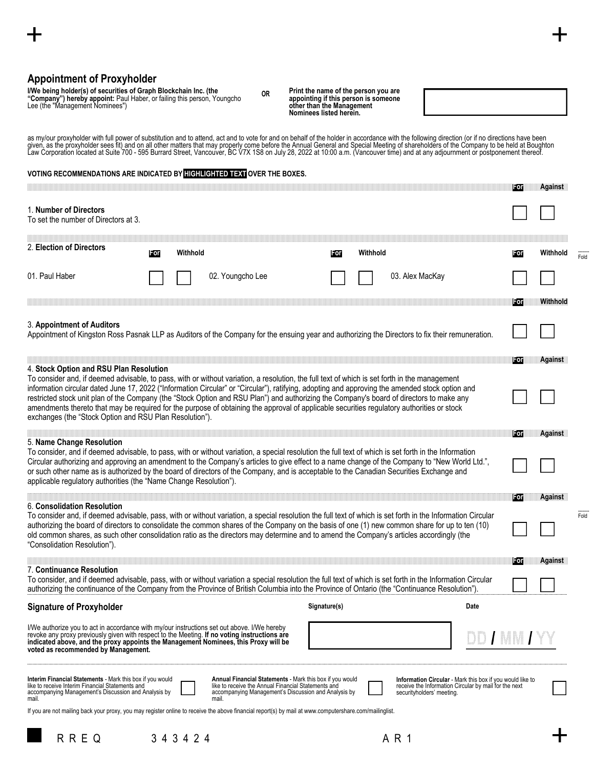## Appointment of Proxyholder

**I/We being holder(s) of securities of Graph Blockchain Inc. (the "Company") hereby appoint:** Paul Haber, or failing this person, Youngcho Lee (the "Management Nominees")

**OR**

**Print the name of the person you are appointing if this person is someone other than the Management Nominees listed herein.**

as my/our proxyholder with full power of substitution and to attend, act and to vote for and on behalf of the holder in accordance with the following direction (or if no directions have been given, as the proxyholder sees fit) and on all other matters that may properly come before the Annual General and Special Meeting of shareholders of the Company to be held at Boughton Law Corporation located at Suite 700 - 595 Burrard Street, Vancouver, BC V7X 1S8 on July 28, 2022 at 10:00 a.m. (Vancouver time) and at any adjournment or postponement thereof.

**VOTING RECOMMENDATIONS ARE INDICATED BY HIGHLIGHTED TEXT OVER THE BOXES.**

| | For | Against |
|---|---|---|
| 1. **Number of Directors** To set the number of Directors at 3. | ☐ | ☐ |

**2. Election of Directors**

| | For | Withhold | | For | Withhold | | For | Withhold |
|---|---|---|---|---|---|---|---|---|
| 01. Paul Haber | ☐ | ☐ | 02. Youngcho Lee | ☐ | ☐ | 03. Alex MacKay | ☐ | ☐ |

| | For | Withhold |
|---|---|---|
| 3. **Appointment of Auditors** Appointment of Kingston Ross Pasnak LLP as Auditors of the Company for the ensuing year and authorizing the Directors to fix their remuneration. | ☐ | ☐ |

| | For | Against |
|---|---|---|
| 4. **Stock Option and RSU Plan Resolution** To consider and, if deemed advisable, to pass, with or without variation, a resolution, the full text of which is set forth in the management information circular dated June 17, 2022 ("Information Circular" or "Circular"), ratifying, adopting and approving the amended stock option and restricted stock unit plan of the Company (the "Stock Option and RSU Plan") and authorizing the Company's board of directors to make any amendments thereto that may be required for the purpose of obtaining the approval of applicable securities regulatory authorities or stock exchanges (the "Stock Option and RSU Plan Resolution"). | ☐ | ☐ |
| 5. **Name Change Resolution** To consider, and if deemed advisable, to pass, with or without variation, a special resolution the full text of which is set forth in the Information Circular authorizing and approving an amendment to the Company's articles to give effect to a name change of the Company to "New World Ltd.", or such other name as is authorized by the board of directors of the Company, and is acceptable to the Canadian Securities Exchange and applicable regulatory authorities (the "Name Change Resolution"). | ☐ | ☐ |
| 6. **Consolidation Resolution** To consider and, if deemed advisable, pass, with or without variation, a special resolution the full text of which is set forth in the Information Circular authorizing the board of directors to consolidate the common shares of the Company on the basis of one (1) new common share for up to ten (10) old common shares, as such other consolidation ratio as the directors may determine and to amend the Company's articles accordingly (the "Consolidation Resolution"). | ☐ | ☐ |
| 7. **Continuance Resolution** To consider, and if deemed advisable, pass, with or without variation a special resolution the full text of which is set forth in the Information Circular authorizing the continuance of the Company from the Province of British Columbia into the Province of Ontario (the "Continuance Resolution"). | ☐ | ☐ |

## Signature of Proxyholder

I/We authorize you to act in accordance with my/our instructions set out above. I/We hereby revoke any proxy previously given with respect to the Meeting. **If no voting instructions are indicated above, and the proxy appoints the Management Nominees, this Proxy will be voted as recommended by Management.**

Signature(s)

Date

DD / MM / YY

**Interim Financial Statements** - Mark this box if you would like to receive Interim Financial Statements and accompanying Management's Discussion and Analysis by mail. ☐

**Annual Financial Statements** - Mark this box if you would like to receive the Annual Financial Statements and accompanying Management's Discussion and Analysis by mail. ☐

**Information Circular** - Mark this box if you would like to receive the Information Circular by mail for the next securityholders' meeting. ☐

If you are not mailing back your proxy, you may register online to receive the above financial report(s) by mail at www.computershare.com/mailinglist.

RREQ 343424 AR1